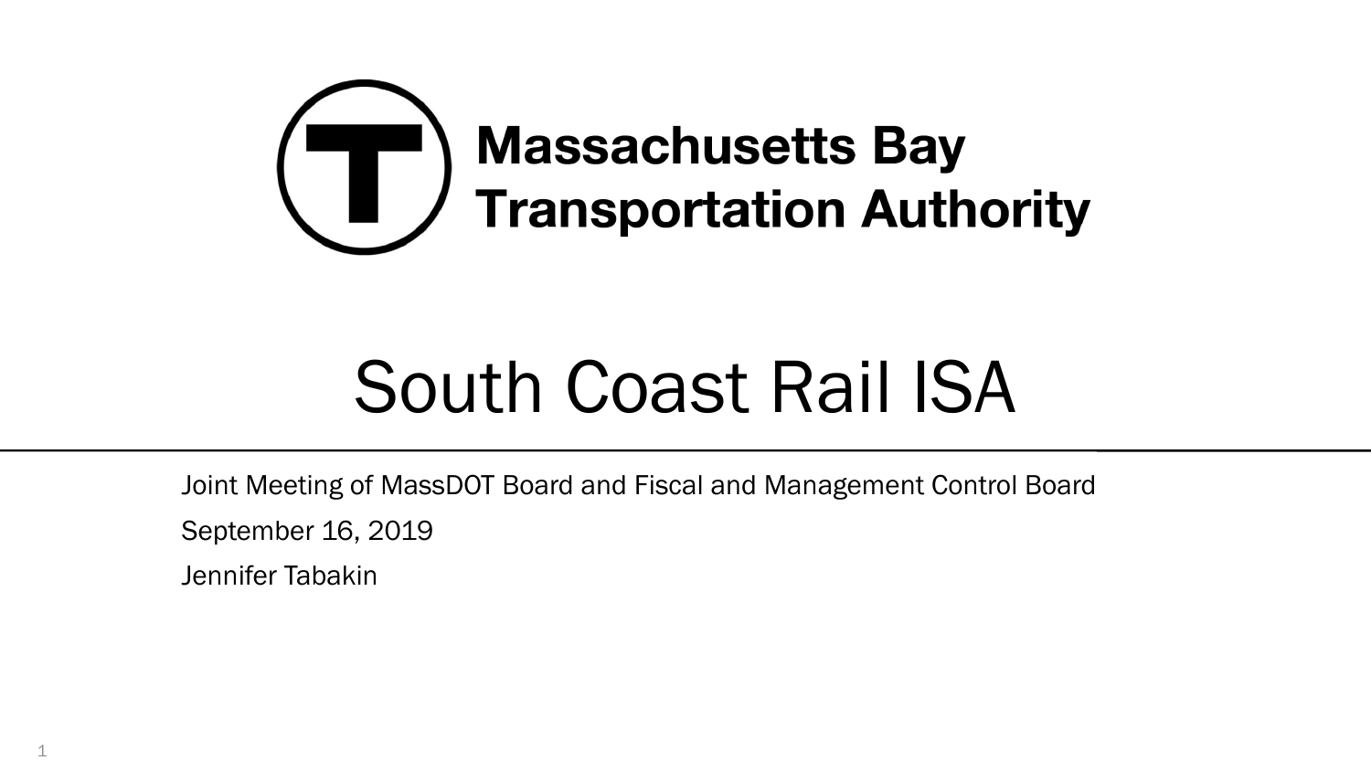**Massachusetts Bay Transportation Authority**

# South Coast Rail ISA

Joint Meeting of MassDOT Board and Fiscal and Management Control Board

September 16, 2019

Jennifer Tabakin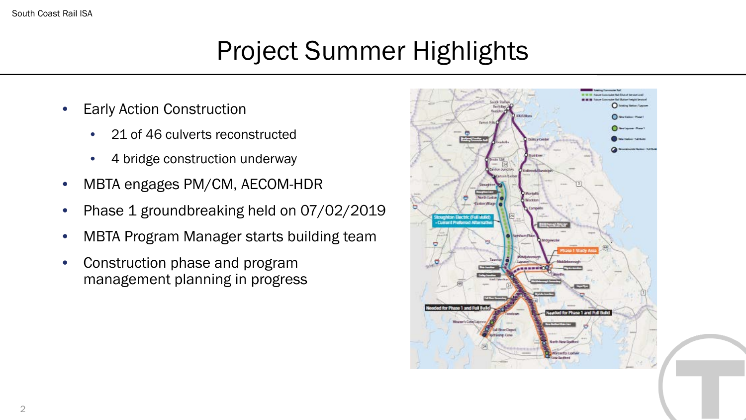# Project Summer Highlights

- Early Action Construction
  - 21 of 46 culverts reconstructed
  - 4 bridge construction underway
- MBTA engages PM/CM, AECOM-HDR
- Phase 1 groundbreaking held on 07/02/2019
- MBTA Program Manager starts building team
- Construction phase and program management planning in progress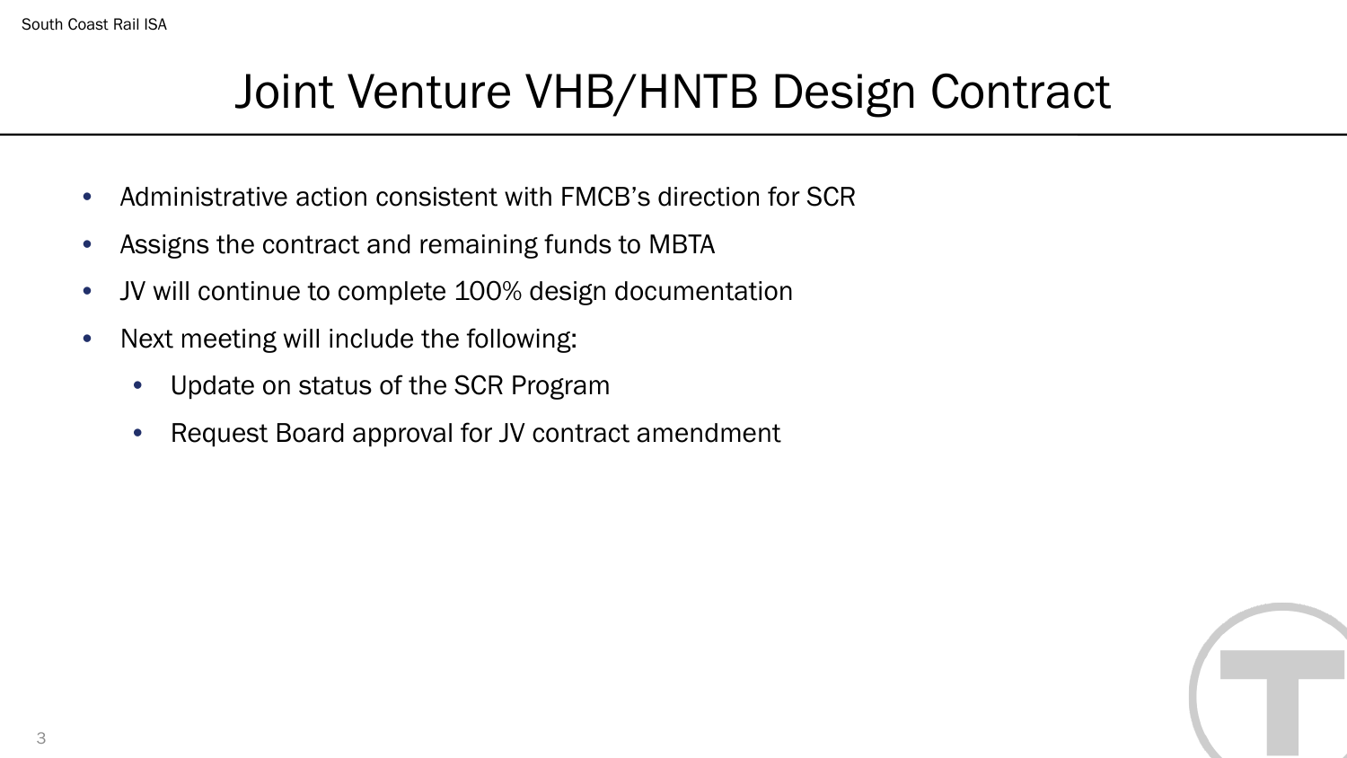# Joint Venture VHB/HNTB Design Contract

- Administrative action consistent with FMCB's direction for SCR
- Assigns the contract and remaining funds to MBTA
- JV will continue to complete 100% design documentation
- Next meeting will include the following:
  - Update on status of the SCR Program
  - Request Board approval for JV contract amendment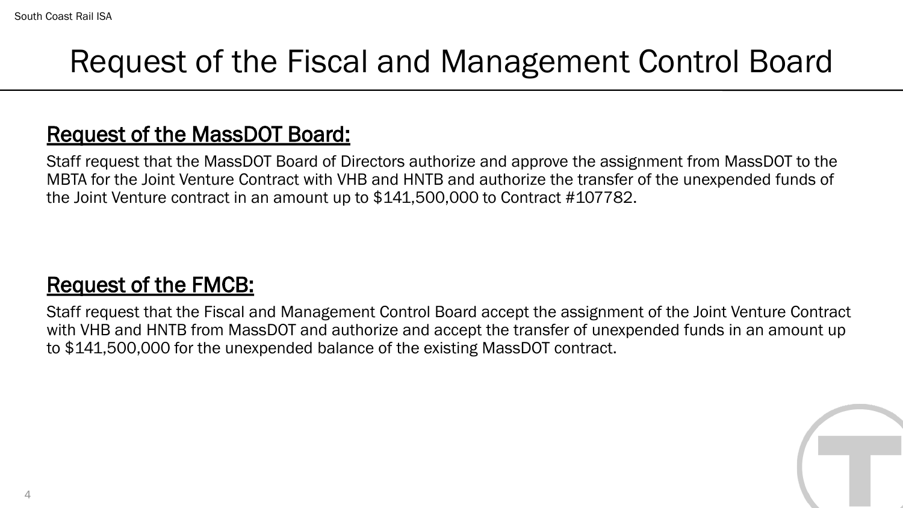# Request of the Fiscal and Management Control Board

## Request of the MassDOT Board:

Staff request that the MassDOT Board of Directors authorize and approve the assignment from MassDOT to the MBTA for the Joint Venture Contract with VHB and HNTB and authorize the transfer of the unexpended funds of the Joint Venture contract in an amount up to $141,500,000 to Contract #107782.

## Request of the FMCB:

Staff request that the Fiscal and Management Control Board accept the assignment of the Joint Venture Contract with VHB and HNTB from MassDOT and authorize and accept the transfer of unexpended funds in an amount up to $141,500,000 for the unexpended balance of the existing MassDOT contract.